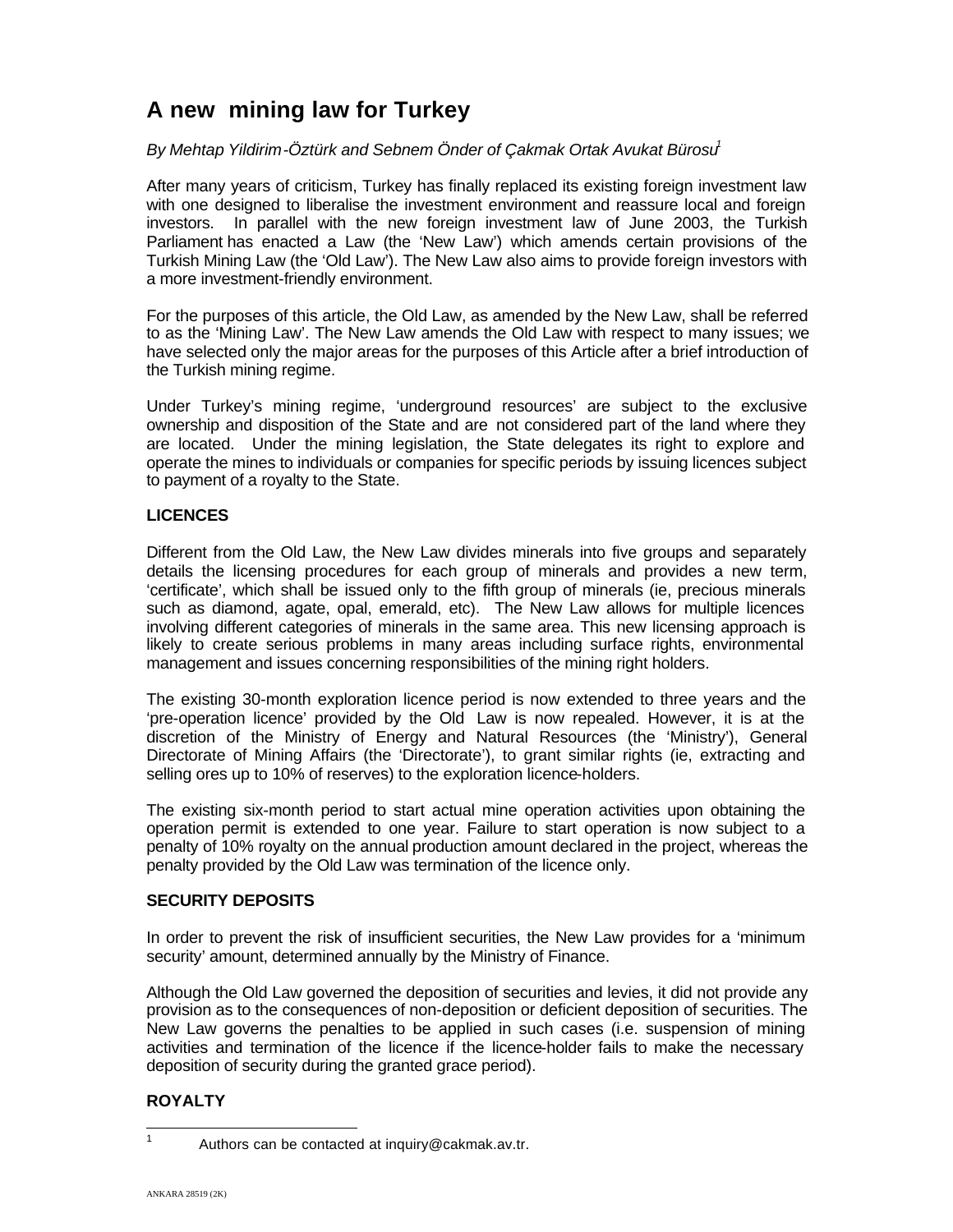# A new mining law for Turkey

*By Mehtap Yildirim-Öztürk and Sebnem Önder of Çakmak Ortak Avukat Bürosu*[1]

After many years of criticism, Turkey has finally replaced its existing foreign investment law with one designed to liberalise the investment environment and reassure local and foreign investors. In parallel with the new foreign investment law of June 2003, the Turkish Parliament has enacted a Law (the 'New Law') which amends certain provisions of the Turkish Mining Law (the 'Old Law'). The New Law also aims to provide foreign investors with a more investment-friendly environment.

For the purposes of this article, the Old Law, as amended by the New Law, shall be referred to as the 'Mining Law'. The New Law amends the Old Law with respect to many issues; we have selected only the major areas for the purposes of this Article after a brief introduction of the Turkish mining regime.

Under Turkey's mining regime, 'underground resources' are subject to the exclusive ownership and disposition of the State and are not considered part of the land where they are located. Under the mining legislation, the State delegates its right to explore and operate the mines to individuals or companies for specific periods by issuing licences subject to payment of a royalty to the State.

## LICENCES

Different from the Old Law, the New Law divides minerals into five groups and separately details the licensing procedures for each group of minerals and provides a new term, 'certificate', which shall be issued only to the fifth group of minerals (ie, precious minerals such as diamond, agate, opal, emerald, etc). The New Law allows for multiple licences involving different categories of minerals in the same area. This new licensing approach is likely to create serious problems in many areas including surface rights, environmental management and issues concerning responsibilities of the mining right holders.

The existing 30-month exploration licence period is now extended to three years and the 'pre-operation licence' provided by the Old Law is now repealed. However, it is at the discretion of the Ministry of Energy and Natural Resources (the 'Ministry'), General Directorate of Mining Affairs (the 'Directorate'), to grant similar rights (ie, extracting and selling ores up to 10% of reserves) to the exploration licence-holders.

The existing six-month period to start actual mine operation activities upon obtaining the operation permit is extended to one year. Failure to start operation is now subject to a penalty of 10% royalty on the annual production amount declared in the project, whereas the penalty provided by the Old Law was termination of the licence only.

## SECURITY DEPOSITS

In order to prevent the risk of insufficient securities, the New Law provides for a 'minimum security' amount, determined annually by the Ministry of Finance.

Although the Old Law governed the deposition of securities and levies, it did not provide any provision as to the consequences of non-deposition or deficient deposition of securities. The New Law governs the penalties to be applied in such cases (i.e. suspension of mining activities and termination of the licence if the licence-holder fails to make the necessary deposition of security during the granted grace period).

## ROYALTY

[1] Authors can be contacted at inquiry@cakmak.av.tr.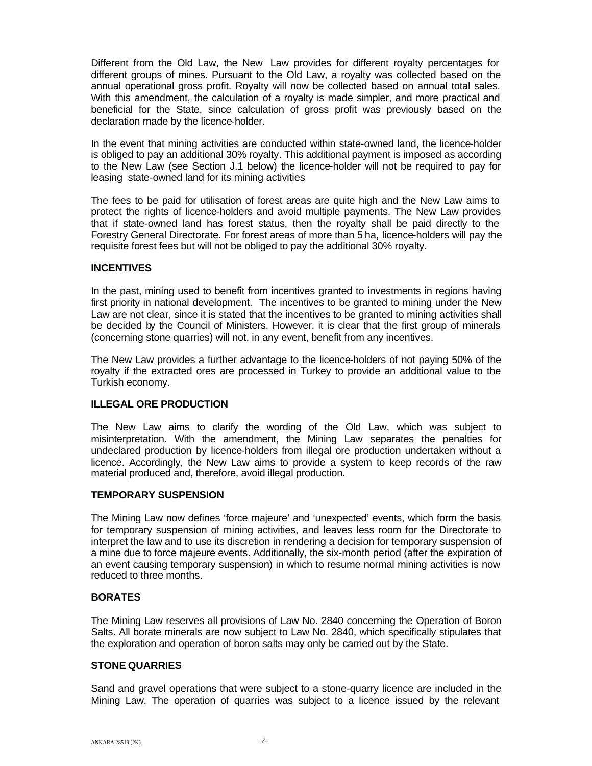Different from the Old Law, the New Law provides for different royalty percentages for different groups of mines. Pursuant to the Old Law, a royalty was collected based on the annual operational gross profit. Royalty will now be collected based on annual total sales. With this amendment, the calculation of a royalty is made simpler, and more practical and beneficial for the State, since calculation of gross profit was previously based on the declaration made by the licence-holder.

In the event that mining activities are conducted within state-owned land, the licence-holder is obliged to pay an additional 30% royalty. This additional payment is imposed as according to the New Law (see Section J.1 below) the licence-holder will not be required to pay for leasing state-owned land for its mining activities

The fees to be paid for utilisation of forest areas are quite high and the New Law aims to protect the rights of licence-holders and avoid multiple payments. The New Law provides that if state-owned land has forest status, then the royalty shall be paid directly to the Forestry General Directorate. For forest areas of more than 5 ha, licence-holders will pay the requisite forest fees but will not be obliged to pay the additional 30% royalty.

**INCENTIVES**

In the past, mining used to benefit from incentives granted to investments in regions having first priority in national development. The incentives to be granted to mining under the New Law are not clear, since it is stated that the incentives to be granted to mining activities shall be decided by the Council of Ministers. However, it is clear that the first group of minerals (concerning stone quarries) will not, in any event, benefit from any incentives.

The New Law provides a further advantage to the licence-holders of not paying 50% of the royalty if the extracted ores are processed in Turkey to provide an additional value to the Turkish economy.

**ILLEGAL ORE PRODUCTION**

The New Law aims to clarify the wording of the Old Law, which was subject to misinterpretation. With the amendment, the Mining Law separates the penalties for undeclared production by licence-holders from illegal ore production undertaken without a licence. Accordingly, the New Law aims to provide a system to keep records of the raw material produced and, therefore, avoid illegal production.

**TEMPORARY SUSPENSION**

The Mining Law now defines 'force majeure' and 'unexpected' events, which form the basis for temporary suspension of mining activities, and leaves less room for the Directorate to interpret the law and to use its discretion in rendering a decision for temporary suspension of a mine due to force majeure events. Additionally, the six-month period (after the expiration of an event causing temporary suspension) in which to resume normal mining activities is now reduced to three months.

**BORATES**

The Mining Law reserves all provisions of Law No. 2840 concerning the Operation of Boron Salts. All borate minerals are now subject to Law No. 2840, which specifically stipulates that the exploration and operation of boron salts may only be carried out by the State.

**STONE QUARRIES**

Sand and gravel operations that were subject to a stone-quarry licence are included in the Mining Law. The operation of quarries was subject to a licence issued by the relevant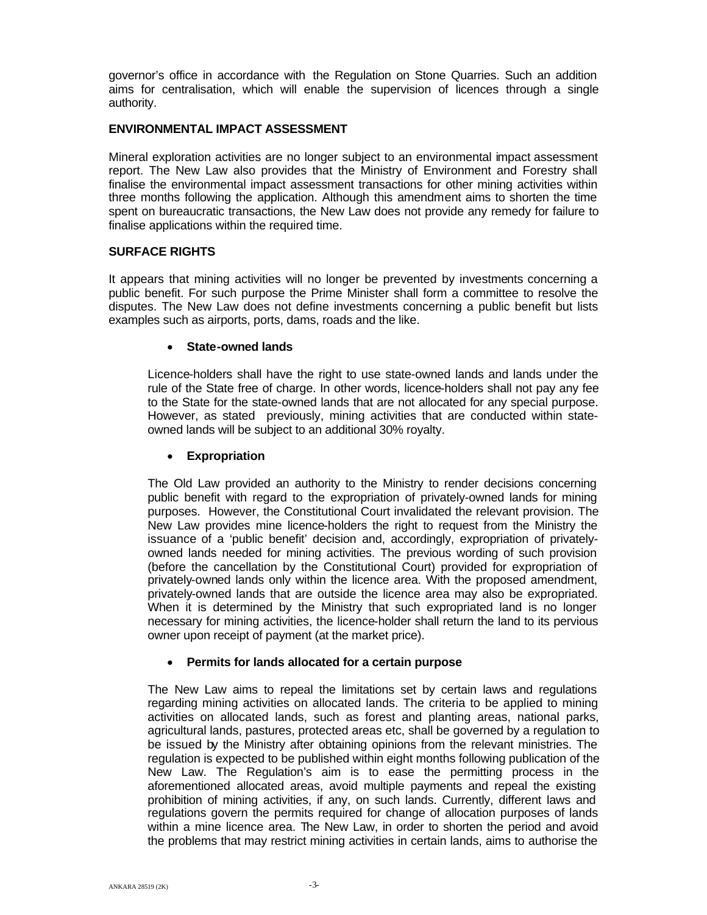governor's office in accordance with the Regulation on Stone Quarries. Such an addition aims for centralisation, which will enable the supervision of licences through a single authority.

## ENVIRONMENTAL IMPACT ASSESSMENT

Mineral exploration activities are no longer subject to an environmental impact assessment report. The New Law also provides that the Ministry of Environment and Forestry shall finalise the environmental impact assessment transactions for other mining activities within three months following the application. Although this amendment aims to shorten the time spent on bureaucratic transactions, the New Law does not provide any remedy for failure to finalise applications within the required time.

## SURFACE RIGHTS

It appears that mining activities will no longer be prevented by investments concerning a public benefit. For such purpose the Prime Minister shall form a committee to resolve the disputes. The New Law does not define investments concerning a public benefit but lists examples such as airports, ports, dams, roads and the like.

- **State-owned lands**

  Licence-holders shall have the right to use state-owned lands and lands under the rule of the State free of charge. In other words, licence-holders shall not pay any fee to the State for the state-owned lands that are not allocated for any special purpose. However, as stated previously, mining activities that are conducted within state-owned lands will be subject to an additional 30% royalty.

- **Expropriation**

  The Old Law provided an authority to the Ministry to render decisions concerning public benefit with regard to the expropriation of privately-owned lands for mining purposes. However, the Constitutional Court invalidated the relevant provision. The New Law provides mine licence-holders the right to request from the Ministry the issuance of a 'public benefit' decision and, accordingly, expropriation of privately-owned lands needed for mining activities. The previous wording of such provision (before the cancellation by the Constitutional Court) provided for expropriation of privately-owned lands only within the licence area. With the proposed amendment, privately-owned lands that are outside the licence area may also be expropriated. When it is determined by the Ministry that such expropriated land is no longer necessary for mining activities, the licence-holder shall return the land to its pervious owner upon receipt of payment (at the market price).

- **Permits for lands allocated for a certain purpose**

  The New Law aims to repeal the limitations set by certain laws and regulations regarding mining activities on allocated lands. The criteria to be applied to mining activities on allocated lands, such as forest and planting areas, national parks, agricultural lands, pastures, protected areas etc, shall be governed by a regulation to be issued by the Ministry after obtaining opinions from the relevant ministries. The regulation is expected to be published within eight months following publication of the New Law. The Regulation's aim is to ease the permitting process in the aforementioned allocated areas, avoid multiple payments and repeal the existing prohibition of mining activities, if any, on such lands. Currently, different laws and regulations govern the permits required for change of allocation purposes of lands within a mine licence area. The New Law, in order to shorten the period and avoid the problems that may restrict mining activities in certain lands, aims to authorise the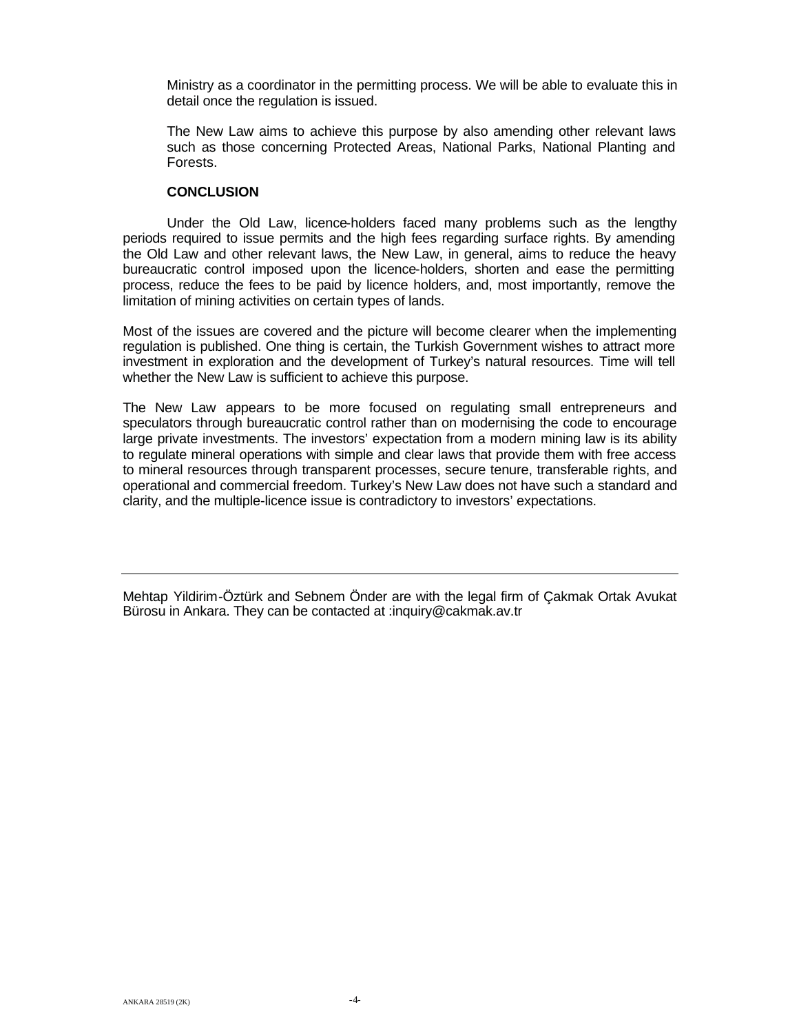Ministry as a coordinator in the permitting process. We will be able to evaluate this in detail once the regulation is issued.

The New Law aims to achieve this purpose by also amending other relevant laws such as those concerning Protected Areas, National Parks, National Planting and Forests.

**CONCLUSION**

Under the Old Law, licence-holders faced many problems such as the lengthy periods required to issue permits and the high fees regarding surface rights. By amending the Old Law and other relevant laws, the New Law, in general, aims to reduce the heavy bureaucratic control imposed upon the licence-holders, shorten and ease the permitting process, reduce the fees to be paid by licence holders, and, most importantly, remove the limitation of mining activities on certain types of lands.

Most of the issues are covered and the picture will become clearer when the implementing regulation is published. One thing is certain, the Turkish Government wishes to attract more investment in exploration and the development of Turkey's natural resources. Time will tell whether the New Law is sufficient to achieve this purpose.

The New Law appears to be more focused on regulating small entrepreneurs and speculators through bureaucratic control rather than on modernising the code to encourage large private investments. The investors' expectation from a modern mining law is its ability to regulate mineral operations with simple and clear laws that provide them with free access to mineral resources through transparent processes, secure tenure, transferable rights, and operational and commercial freedom. Turkey's New Law does not have such a standard and clarity, and the multiple-licence issue is contradictory to investors' expectations.

---

Mehtap Yildirim-Öztürk and Sebnem Önder are with the legal firm of Çakmak Ortak Avukat Bürosu in Ankara. They can be contacted at :inquiry@cakmak.av.tr

ANKARA 28519 (2K)